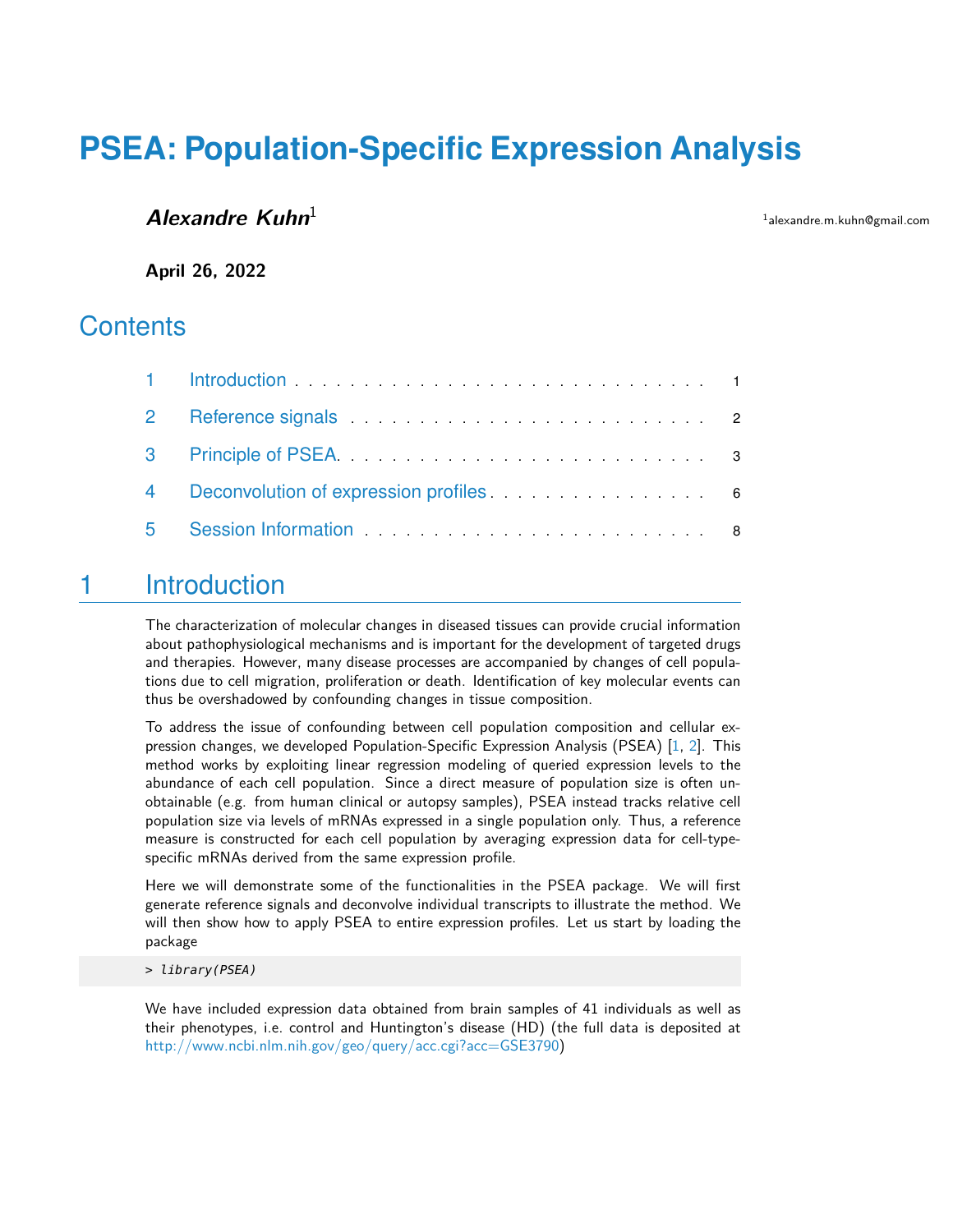# PSEA: Population-Specific Expression Analysis

***Alexandre Kuhn***[1]

[1]alexandre.m.kuhn@gmail.com

**April 26, 2022**

## Contents

1. Introduction . . . 1
2. Reference signals . . . 2
3. Principle of PSEA. . . . 3
4. Deconvolution of expression profiles . . . 6
5. Session Information . . . 8

## 1 Introduction

The characterization of molecular changes in diseased tissues can provide crucial information about pathophysiological mechanisms and is important for the development of targeted drugs and therapies. However, many disease processes are accompanied by changes of cell populations due to cell migration, proliferation or death. Identification of key molecular events can thus be overshadowed by confounding changes in tissue composition.

To address the issue of confounding between cell population composition and cellular expression changes, we developed Population-Specific Expression Analysis (PSEA) [1, 2]. This method works by exploiting linear regression modeling of queried expression levels to the abundance of each cell population. Since a direct measure of population size is often unobtainable (e.g. from human clinical or autopsy samples), PSEA instead tracks relative cell population size via levels of mRNAs expressed in a single population only. Thus, a reference measure is constructed for each cell population by averaging expression data for cell-type-specific mRNAs derived from the same expression profile.

Here we will demonstrate some of the functionalities in the PSEA package. We will first generate reference signals and deconvolve individual transcripts to illustrate the method. We will then show how to apply PSEA to entire expression profiles. Let us start by loading the package

```
> library(PSEA)
```

We have included expression data obtained from brain samples of 41 individuals as well as their phenotypes, i.e. control and Huntington's disease (HD) (the full data is deposited at http://www.ncbi.nlm.nih.gov/geo/query/acc.cgi?acc=GSE3790)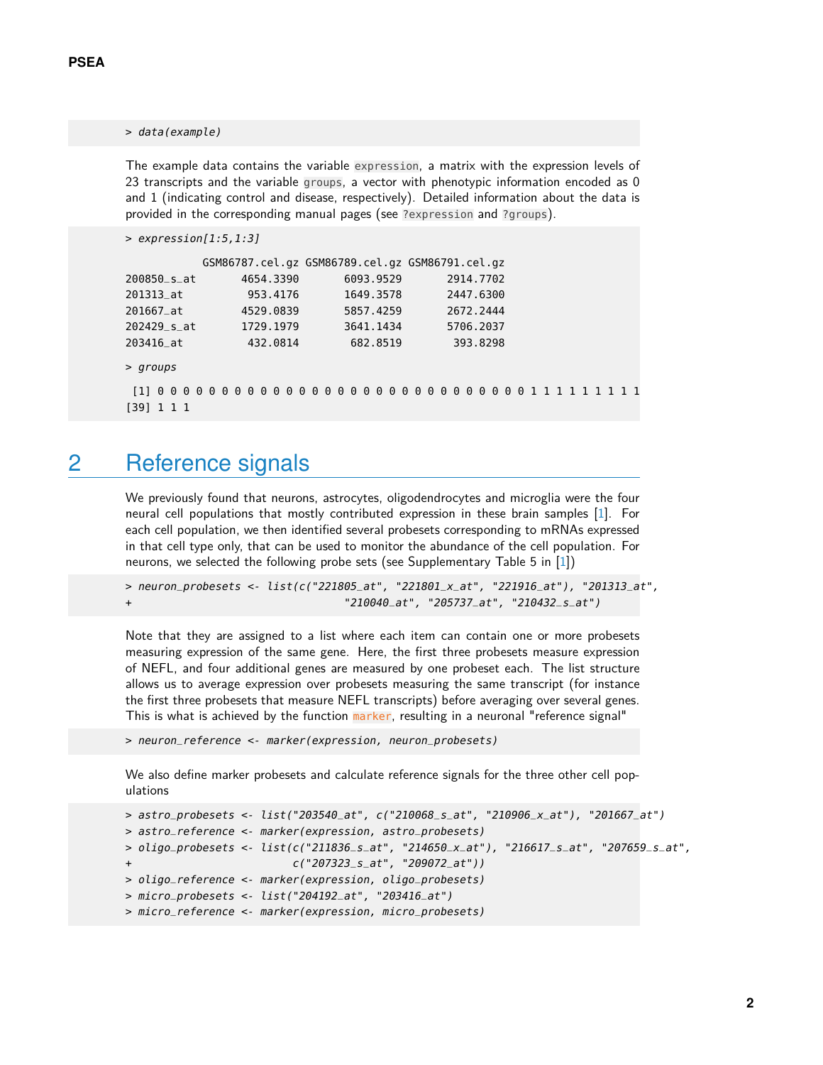```
> data(example)
```

The example data contains the variable `expression`, a matrix with the expression levels of 23 transcripts and the variable `groups`, a vector with phenotypic information encoded as 0 and 1 (indicating control and disease, respectively). Detailed information about the data is provided in the corresponding manual pages (see `?expression` and `?groups`).

```
> expression[1:5,1:3]

            GSM86787.cel.gz GSM86789.cel.gz GSM86791.cel.gz
200850_s_at       4654.3390       6093.9529       2914.7702
201313_at          953.4176       1649.3578       2447.6300
201667_at         4529.0839       5857.4259       2672.2444
202429_s_at       1729.1979       3641.1434       5706.2037
203416_at          432.0814        682.8519        393.8298

> groups

 [1] 0 0 0 0 0 0 0 0 0 0 0 0 0 0 0 0 0 0 0 0 0 0 0 0 0 0 0 0 0 0 1 1 1 1 1 1 1 1
[39] 1 1 1
```

## 2 Reference signals

We previously found that neurons, astrocytes, oligodendrocytes and microglia were the four neural cell populations that mostly contributed expression in these brain samples [1]. For each cell population, we then identified several probesets corresponding to mRNAs expressed in that cell type only, that can be used to monitor the abundance of the cell population. For neurons, we selected the following probe sets (see Supplementary Table 5 in [1])

```
> neuron_probesets <- list(c("221805_at", "221801_x_at", "221916_at"), "201313_at",
+                          "210040_at", "205737_at", "210432_s_at")
```

Note that they are assigned to a list where each item can contain one or more probesets measuring expression of the same gene. Here, the first three probesets measure expression of NEFL, and four additional genes are measured by one probeset each. The list structure allows us to average expression over probesets measuring the same transcript (for instance the first three probesets that measure NEFL transcripts) before averaging over several genes. This is what is achieved by the function `marker`, resulting in a neuronal "reference signal"

```
> neuron_reference <- marker(expression, neuron_probesets)
```

We also define marker probesets and calculate reference signals for the three other cell populations

```
> astro_probesets <- list("203540_at", c("210068_s_at", "210906_x_at"), "201667_at")
> astro_reference <- marker(expression, astro_probesets)
> oligo_probesets <- list(c("211836_s_at", "214650_x_at"), "216617_s_at", "207659_s_at",
+                    c("207323_s_at", "209072_at"))
> oligo_reference <- marker(expression, oligo_probesets)
> micro_probesets <- list("204192_at", "203416_at")
> micro_reference <- marker(expression, micro_probesets)
```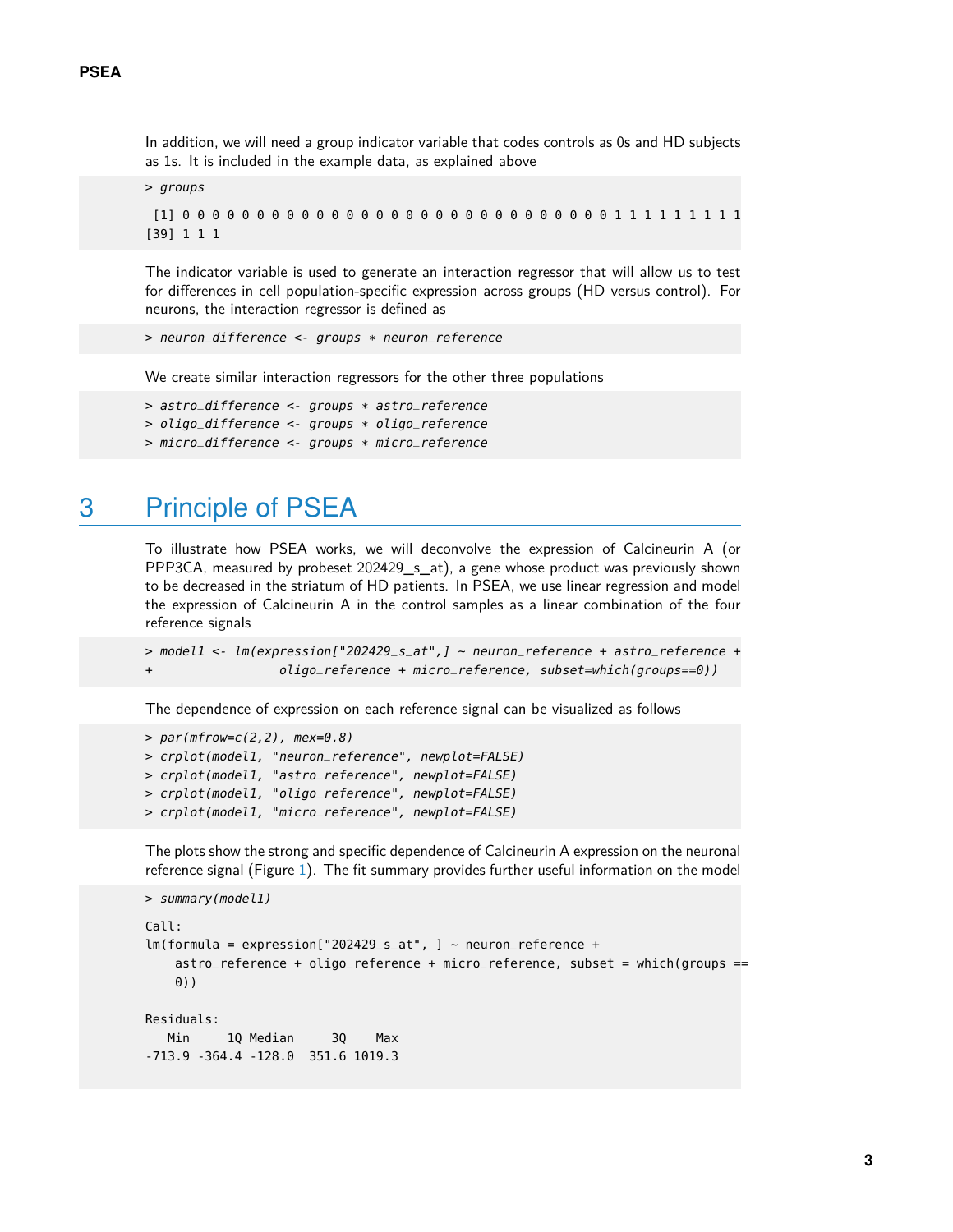In addition, we will need a group indicator variable that codes controls as 0s and HD subjects as 1s. It is included in the example data, as explained above

```
> groups

 [1] 0 0 0 0 0 0 0 0 0 0 0 0 0 0 0 0 0 0 0 0 0 0 0 0 0 0 0 0 0 0 1 1 1 1 1 1 1 1
[39] 1 1 1
```

The indicator variable is used to generate an interaction regressor that will allow us to test for differences in cell population-specific expression across groups (HD versus control). For neurons, the interaction regressor is defined as

```
> neuron_difference <- groups * neuron_reference
```

We create similar interaction regressors for the other three populations

```
> astro_difference <- groups * astro_reference
> oligo_difference <- groups * oligo_reference
> micro_difference <- groups * micro_reference
```

# 3 Principle of PSEA

To illustrate how PSEA works, we will deconvolve the expression of Calcineurin A (or PPP3CA, measured by probeset 202429_s_at), a gene whose product was previously shown to be decreased in the striatum of HD patients. In PSEA, we use linear regression and model the expression of Calcineurin A in the control samples as a linear combination of the four reference signals

```
> model1 <- lm(expression["202429_s_at",] ~ neuron_reference + astro_reference +
+                  oligo_reference + micro_reference, subset=which(groups==0))
```

The dependence of expression on each reference signal can be visualized as follows

```
> par(mfrow=c(2,2), mex=0.8)
> crplot(model1, "neuron_reference", newplot=FALSE)
> crplot(model1, "astro_reference", newplot=FALSE)
> crplot(model1, "oligo_reference", newplot=FALSE)
> crplot(model1, "micro_reference", newplot=FALSE)
```

The plots show the strong and specific dependence of Calcineurin A expression on the neuronal reference signal (Figure 1). The fit summary provides further useful information on the model

```
> summary(model1)

Call:
lm(formula = expression["202429_s_at", ] ~ neuron_reference +
    astro_reference + oligo_reference + micro_reference, subset = which(groups ==
    0))

Residuals:
   Min     1Q Median     3Q    Max
-713.9 -364.4 -128.0  351.6 1019.3
```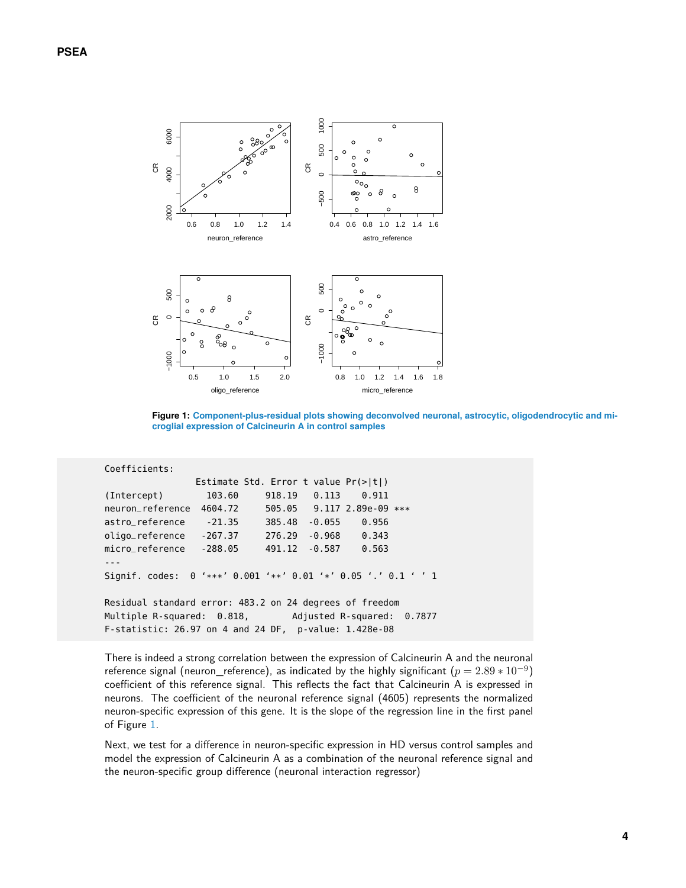**Figure 1: Component-plus-residual plots showing deconvolved neuronal, astrocytic, oligodendrocytic and microglial expression of Calcineurin A in control samples**

```
Coefficients:
                 Estimate Std. Error t value Pr(>|t|)
(Intercept)        103.60     918.19   0.113    0.911
neuron_reference  4604.72     505.05   9.117 2.89e-09 ***
astro_reference    -21.35     385.48  -0.055    0.956
oligo_reference   -267.37     276.29  -0.968    0.343
micro_reference   -288.05     491.12  -0.587    0.563
---
Signif. codes:  0 '***' 0.001 '**' 0.01 '*' 0.05 '.' 0.1 ' ' 1

Residual standard error: 483.2 on 24 degrees of freedom
Multiple R-squared:  0.818,       Adjusted R-squared:  0.7877
F-statistic: 26.97 on 4 and 24 DF,  p-value: 1.428e-08
```

There is indeed a strong correlation between the expression of Calcineurin A and the neuronal reference signal (neuron_reference), as indicated by the highly significant ($p = 2.89 * 10^{-9}$) coefficient of this reference signal. This reflects the fact that Calcineurin A is expressed in neurons. The coefficient of the neuronal reference signal (4605) represents the normalized neuron-specific expression of this gene. It is the slope of the regression line in the first panel of Figure 1.

Next, we test for a difference in neuron-specific expression in HD versus control samples and model the expression of Calcineurin A as a combination of the neuronal reference signal and the neuron-specific group difference (neuronal interaction regressor)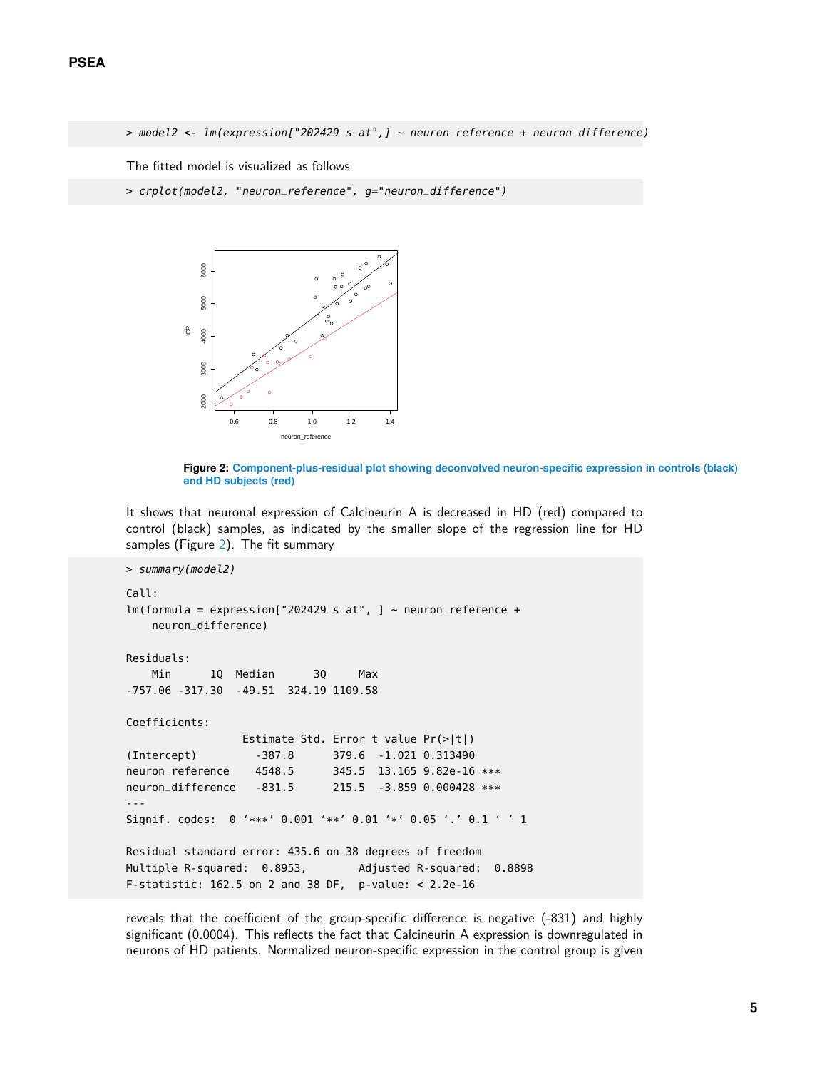```
> model2 <- lm(expression["202429_s_at",] ~ neuron_reference + neuron_difference)
```

The fitted model is visualized as follows

```
> crplot(model2, "neuron_reference", g="neuron_difference")
```

**Figure 2: Component-plus-residual plot showing deconvolved neuron-specific expression in controls (black) and HD subjects (red)**

It shows that neuronal expression of Calcineurin A is decreased in HD (red) compared to control (black) samples, as indicated by the smaller slope of the regression line for HD samples (Figure 2). The fit summary

```
> summary(model2)

Call:
lm(formula = expression["202429_s_at", ] ~ neuron_reference +
    neuron_difference)

Residuals:
    Min      1Q  Median      3Q     Max
-757.06 -317.30  -49.51  324.19 1109.58

Coefficients:
                  Estimate Std. Error t value Pr(>|t|)
(Intercept)         -387.8      379.6  -1.021 0.313490
neuron_reference    4548.5      345.5  13.165 9.82e-16 ***
neuron_difference   -831.5      215.5  -3.859 0.000428 ***
---
Signif. codes:  0 '***' 0.001 '**' 0.01 '*' 0.05 '.' 0.1 ' ' 1

Residual standard error: 435.6 on 38 degrees of freedom
Multiple R-squared:  0.8953,	Adjusted R-squared:  0.8898
F-statistic: 162.5 on 2 and 38 DF,  p-value: < 2.2e-16
```

reveals that the coefficient of the group-specific difference is negative (-831) and highly significant (0.0004). This reflects the fact that Calcineurin A expression is downregulated in neurons of HD patients. Normalized neuron-specific expression in the control group is given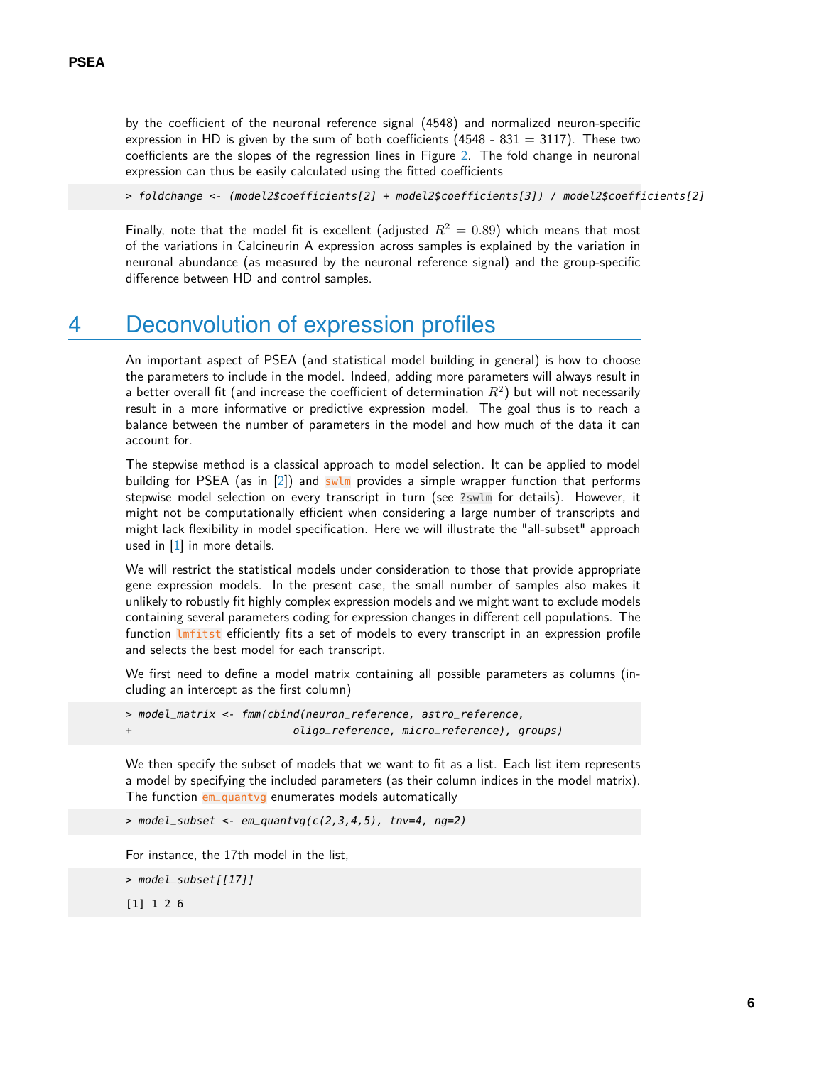by the coefficient of the neuronal reference signal (4548) and normalized neuron-specific expression in HD is given by the sum of both coefficients (4548 - 831 = 3117). These two coefficients are the slopes of the regression lines in Figure 2. The fold change in neuronal expression can thus be easily calculated using the fitted coefficients

```
> foldchange <- (model2$coefficients[2] + model2$coefficients[3]) / model2$coefficients[2]
```

Finally, note that the model fit is excellent (adjusted $R^2 = 0.89$) which means that most of the variations in Calcineurin A expression across samples is explained by the variation in neuronal abundance (as measured by the neuronal reference signal) and the group-specific difference between HD and control samples.

# 4 Deconvolution of expression profiles

An important aspect of PSEA (and statistical model building in general) is how to choose the parameters to include in the model. Indeed, adding more parameters will always result in a better overall fit (and increase the coefficient of determination $R^2$) but will not necessarily result in a more informative or predictive expression model. The goal thus is to reach a balance between the number of parameters in the model and how much of the data it can account for.

The stepwise method is a classical approach to model selection. It can be applied to model building for PSEA (as in [2]) and `swlm` provides a simple wrapper function that performs stepwise model selection on every transcript in turn (see `?swlm` for details). However, it might not be computationally efficient when considering a large number of transcripts and might lack flexibility in model specification. Here we will illustrate the "all-subset" approach used in [1] in more details.

We will restrict the statistical models under consideration to those that provide appropriate gene expression models. In the present case, the small number of samples also makes it unlikely to robustly fit highly complex expression models and we might want to exclude models containing several parameters coding for expression changes in different cell populations. The function `lmfitst` efficiently fits a set of models to every transcript in an expression profile and selects the best model for each transcript.

We first need to define a model matrix containing all possible parameters as columns (including an intercept as the first column)

```
> model_matrix <- fmm(cbind(neuron_reference, astro_reference,
+                          oligo_reference, micro_reference), groups)
```

We then specify the subset of models that we want to fit as a list. Each list item represents a model by specifying the included parameters (as their column indices in the model matrix). The function `em_quantvg` enumerates models automatically

```
> model_subset <- em_quantvg(c(2,3,4,5), tnv=4, ng=2)
```

For instance, the 17th model in the list,

```
> model_subset[[17]]
[1] 1 2 6
```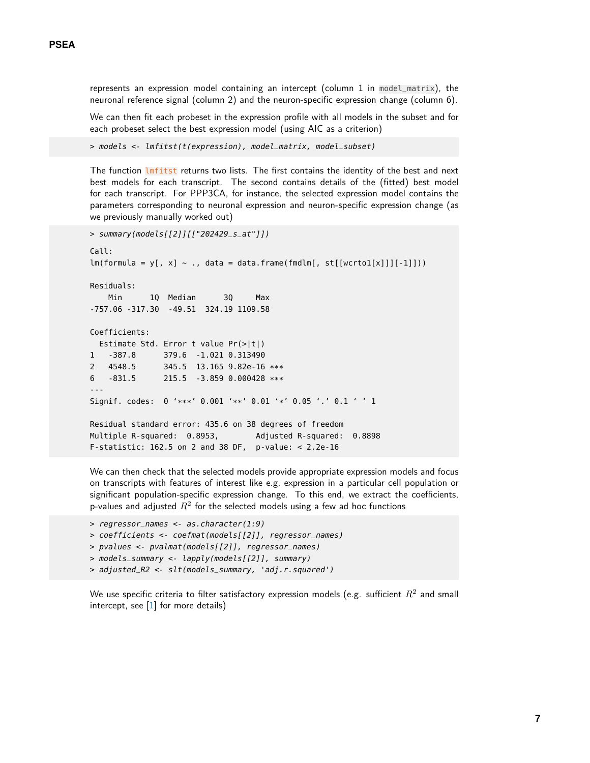represents an expression model containing an intercept (column 1 in `model_matrix`), the neuronal reference signal (column 2) and the neuron-specific expression change (column 6).

We can then fit each probeset in the expression profile with all models in the subset and for each probeset select the best expression model (using AIC as a criterion)

```
> models <- lmfitst(t(expression), model_matrix, model_subset)
```

The function `lmfitst` returns two lists. The first contains the identity of the best and next best models for each transcript. The second contains details of the (fitted) best model for each transcript. For PPP3CA, for instance, the selected expression model contains the parameters corresponding to neuronal expression and neuron-specific expression change (as we previously manually worked out)

```
> summary(models[[2]][["202429_s_at"]])

Call:
lm(formula = y[, x] ~ ., data = data.frame(fmdlm[, st[[wcrto1[x]]][-1]]))

Residuals:
    Min      1Q  Median      3Q     Max 
-757.06 -317.30  -49.51  324.19 1109.58 

Coefficients:
  Estimate Std. Error t value Pr(>|t|)    
1   -387.8      379.6  -1.021 0.313490    
2   4548.5      345.5  13.165 9.82e-16 ***
6   -831.5      215.5  -3.859 0.000428 ***
---
Signif. codes:  0 ‘***’ 0.001 ‘**’ 0.01 ‘*’ 0.05 ‘.’ 0.1 ‘ ’ 1

Residual standard error: 435.6 on 38 degrees of freedom
Multiple R-squared:  0.8953,	Adjusted R-squared:  0.8898 
F-statistic: 162.5 on 2 and 38 DF,  p-value: < 2.2e-16
```

We can then check that the selected models provide appropriate expression models and focus on transcripts with features of interest like e.g. expression in a particular cell population or significant population-specific expression change. To this end, we extract the coefficients, p-values and adjusted $R^2$ for the selected models using a few ad hoc functions

```
> regressor_names <- as.character(1:9)
> coefficients <- coefmat(models[[2]], regressor_names)
> pvalues <- pvalmat(models[[2]], regressor_names)
> models_summary <- lapply(models[[2]], summary)
> adjusted_R2 <- slt(models_summary, 'adj.r.squared')
```

We use specific criteria to filter satisfactory expression models (e.g. sufficient $R^2$ and small intercept, see [1] for more details)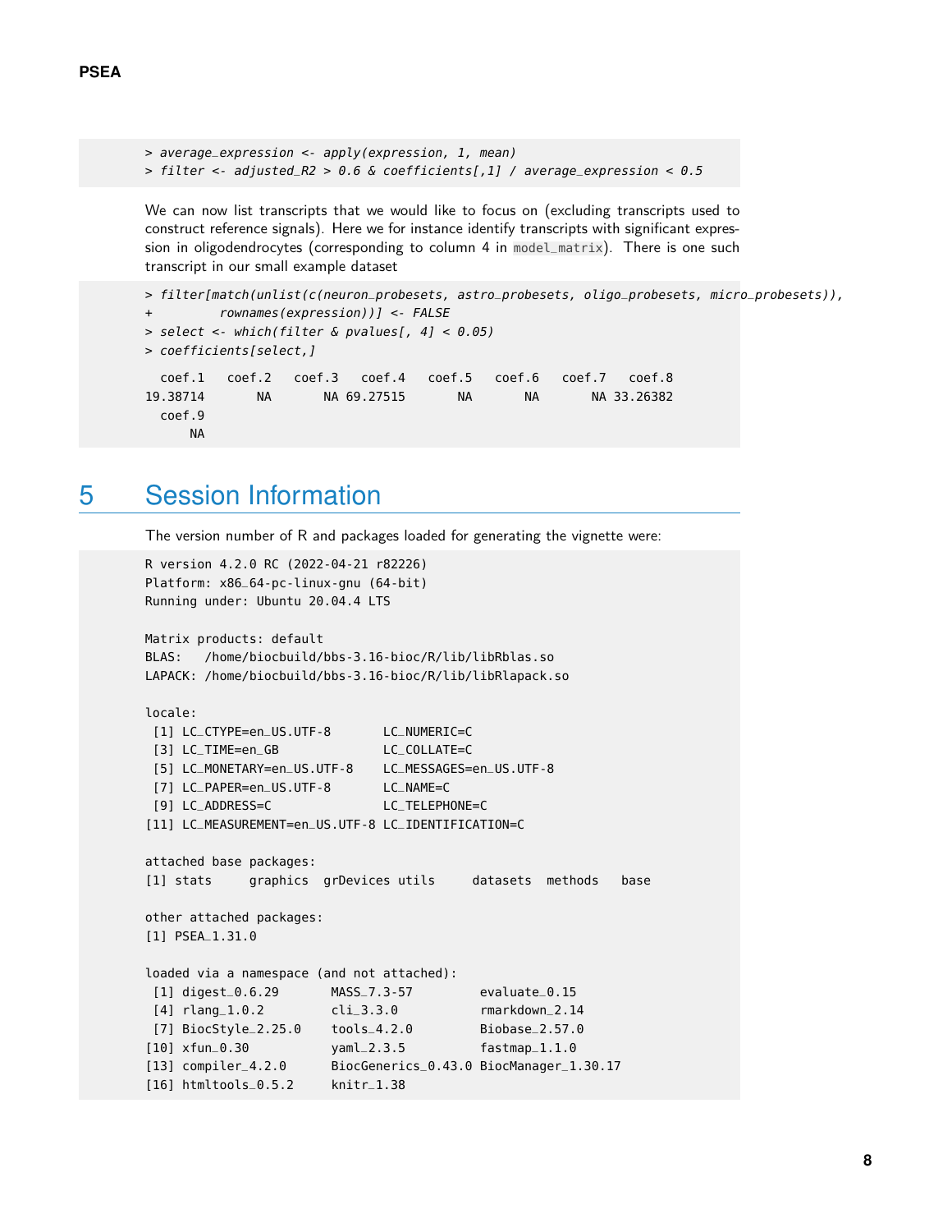```
> average_expression <- apply(expression, 1, mean)
> filter <- adjusted_R2 > 0.6 & coefficients[,1] / average_expression < 0.5
```

We can now list transcripts that we would like to focus on (excluding transcripts used to construct reference signals). Here we for instance identify transcripts with significant expression in oligodendrocytes (corresponding to column 4 in `model_matrix`). There is one such transcript in our small example dataset

```
> filter[match(unlist(c(neuron_probesets, astro_probesets, oligo_probesets, micro_probesets)),
+         rownames(expression))] <- FALSE
> select <- which(filter & pvalues[, 4] < 0.05)
> coefficients[select,]

  coef.1   coef.2   coef.3   coef.4   coef.5   coef.6   coef.7   coef.8 
19.38714       NA       NA 69.27515       NA       NA       NA 33.26382 
  coef.9 
      NA 
```

# 5 Session Information

The version number of R and packages loaded for generating the vignette were:

```
R version 4.2.0 RC (2022-04-21 r82226)
Platform: x86_64-pc-linux-gnu (64-bit)
Running under: Ubuntu 20.04.4 LTS

Matrix products: default
BLAS:   /home/biocbuild/bbs-3.16-bioc/R/lib/libRblas.so
LAPACK: /home/biocbuild/bbs-3.16-bioc/R/lib/libRlapack.so

locale:
 [1] LC_CTYPE=en_US.UTF-8       LC_NUMERIC=C              
 [3] LC_TIME=en_GB              LC_COLLATE=C              
 [5] LC_MONETARY=en_US.UTF-8    LC_MESSAGES=en_US.UTF-8   
 [7] LC_PAPER=en_US.UTF-8       LC_NAME=C                 
 [9] LC_ADDRESS=C               LC_TELEPHONE=C            
[11] LC_MEASUREMENT=en_US.UTF-8 LC_IDENTIFICATION=C       

attached base packages:
[1] stats     graphics  grDevices utils     datasets  methods   base     

other attached packages:
[1] PSEA_1.31.0

loaded via a namespace (and not attached):
 [1] digest_0.6.29       MASS_7.3-57         evaluate_0.15      
 [4] rlang_1.0.2         cli_3.3.0           rmarkdown_2.14     
 [7] BiocStyle_2.25.0    tools_4.2.0         Biobase_2.57.0     
[10] xfun_0.30           yaml_2.3.5          fastmap_1.1.0      
[13] compiler_4.2.0      BiocGenerics_0.43.0 BiocManager_1.30.17
[16] htmltools_0.5.2     knitr_1.38         
```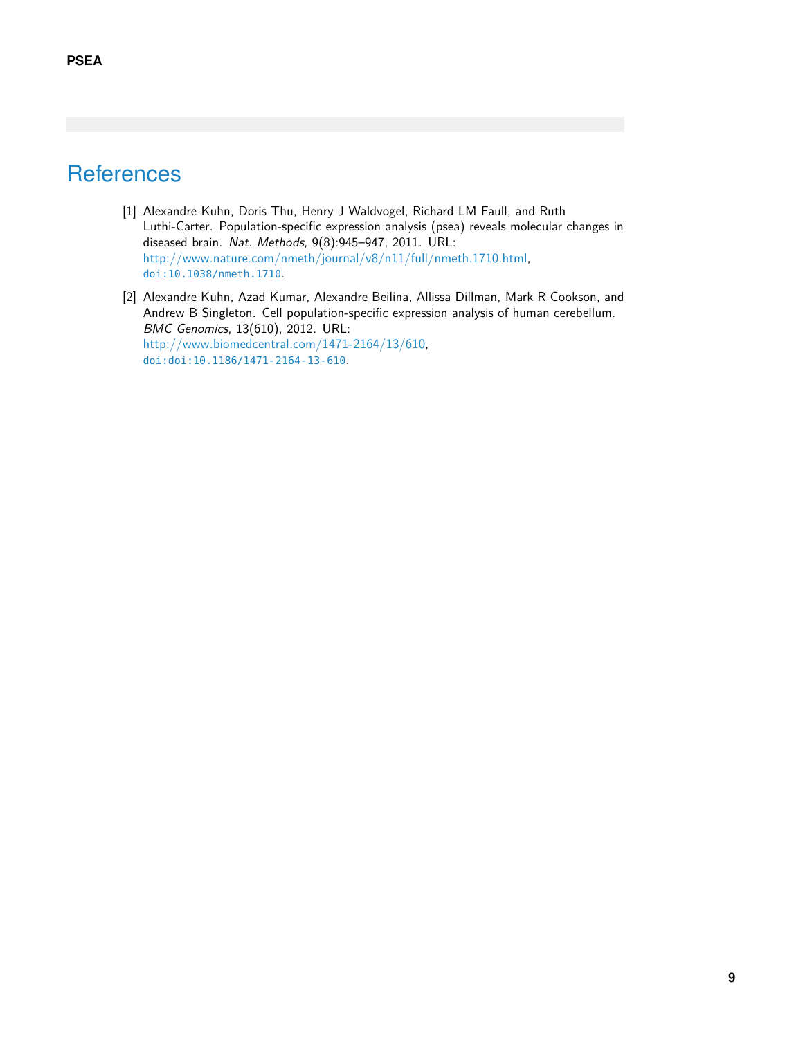# References

[1] Alexandre Kuhn, Doris Thu, Henry J Waldvogel, Richard LM Faull, and Ruth Luthi-Carter. Population-specific expression analysis (psea) reveals molecular changes in diseased brain. *Nat. Methods*, 9(8):945–947, 2011. URL: http://www.nature.com/nmeth/journal/v8/n11/full/nmeth.1710.html, doi:10.1038/nmeth.1710.

[2] Alexandre Kuhn, Azad Kumar, Alexandre Beilina, Allissa Dillman, Mark R Cookson, and Andrew B Singleton. Cell population-specific expression analysis of human cerebellum. *BMC Genomics*, 13(610), 2012. URL: http://www.biomedcentral.com/1471-2164/13/610, doi:doi:10.1186/1471-2164-13-610.